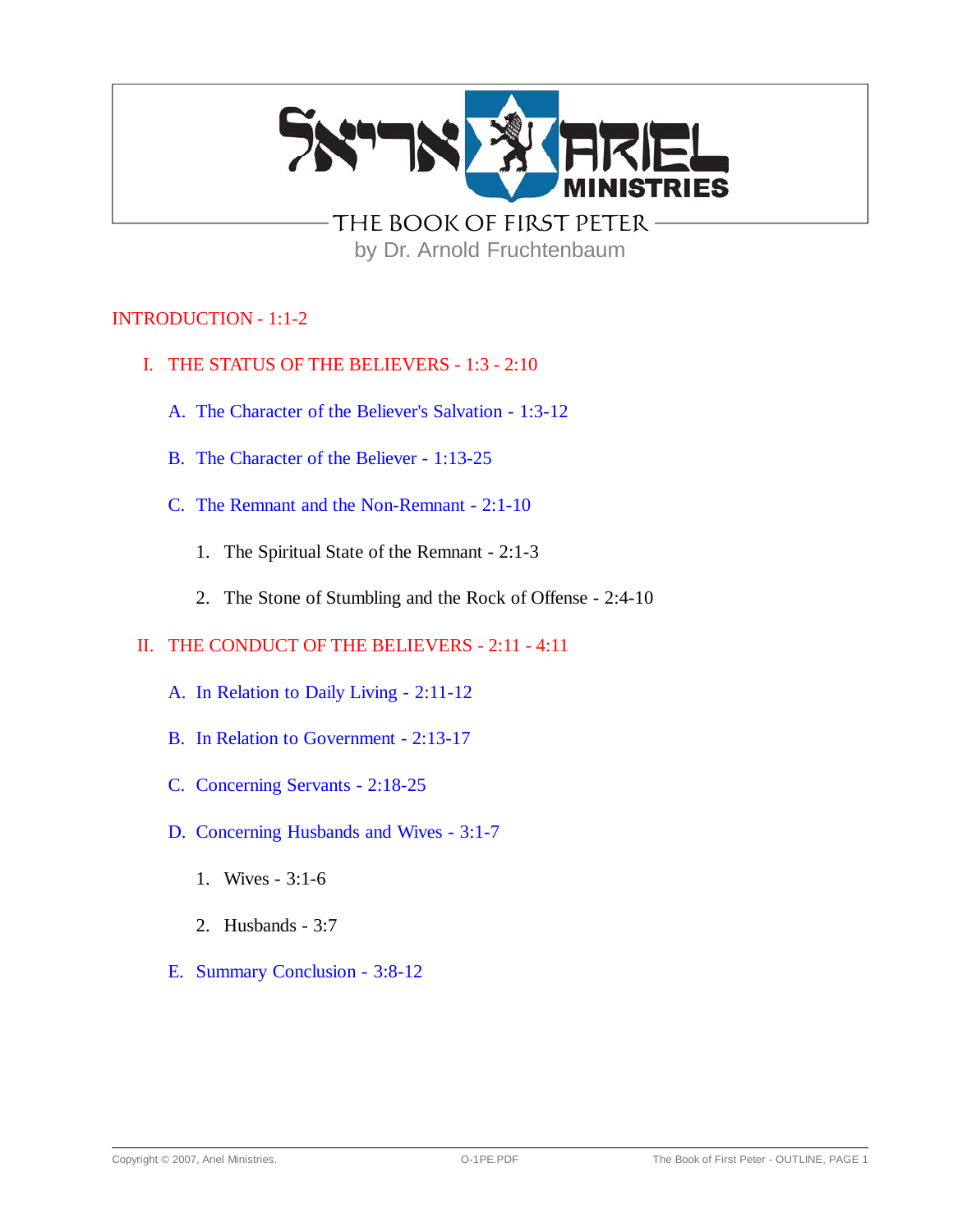# THE BOOK OF FIRST PETER

by Dr. Arnold Fruchtenbaum

## INTRODUCTION - 1:1-2

### I. THE STATUS OF THE BELIEVERS - 1:3 - 2:10

A. The Character of the Believer's Salvation - 1:3-12

B. The Character of the Believer - 1:13-25

C. The Remnant and the Non-Remnant - 2:1-10

1. The Spiritual State of the Remnant - 2:1-3
2. The Stone of Stumbling and the Rock of Offense - 2:4-10

### II. THE CONDUCT OF THE BELIEVERS - 2:11 - 4:11

A. In Relation to Daily Living - 2:11-12

B. In Relation to Government - 2:13-17

C. Concerning Servants - 2:18-25

D. Concerning Husbands and Wives - 3:1-7

1. Wives - 3:1-6
2. Husbands - 3:7

E. Summary Conclusion - 3:8-12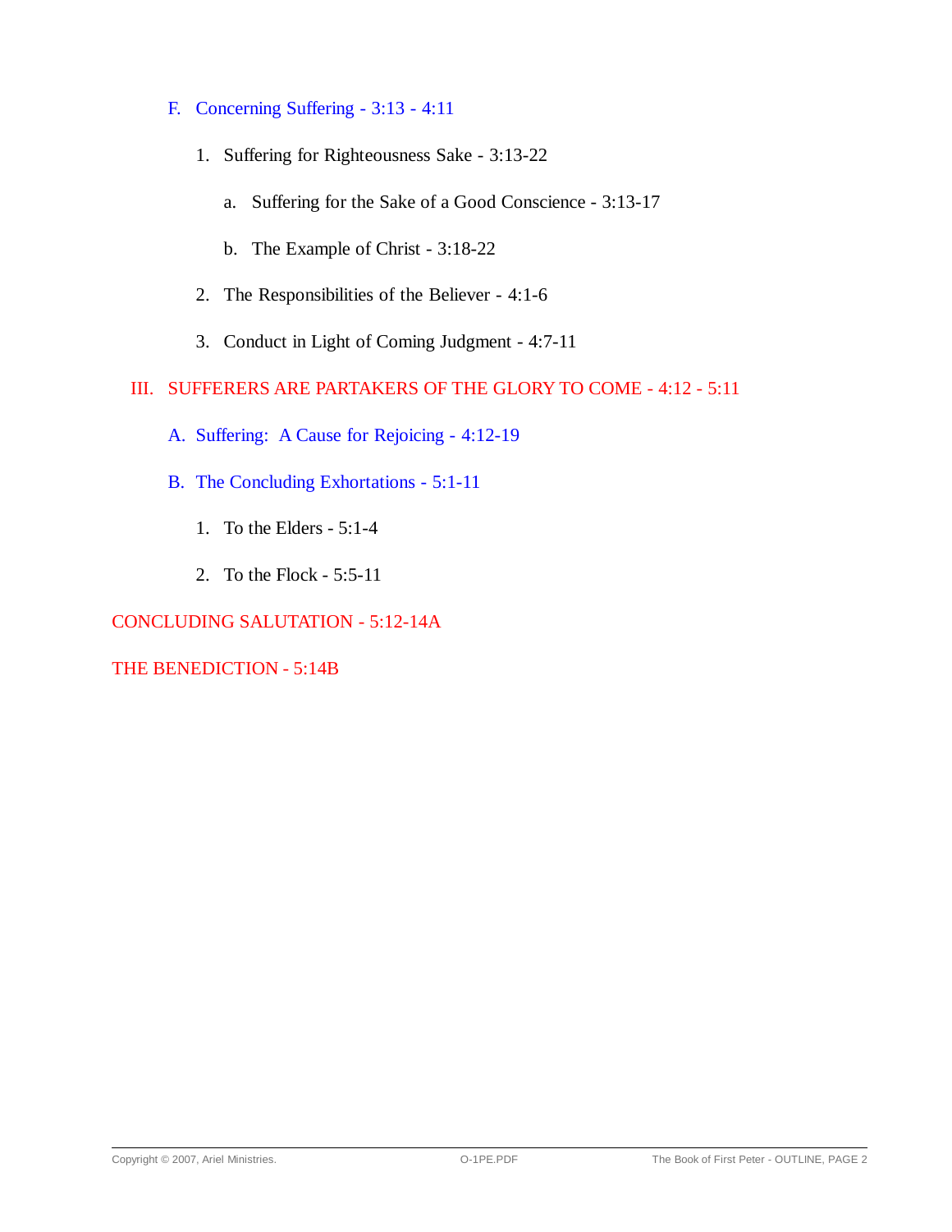F. Concerning Suffering - 3:13 - 4:11

1. Suffering for Righteousness Sake - 3:13-22

   a. Suffering for the Sake of a Good Conscience - 3:13-17

   b. The Example of Christ - 3:18-22

2. The Responsibilities of the Believer - 4:1-6

3. Conduct in Light of Coming Judgment - 4:7-11

## III. SUFFERERS ARE PARTAKERS OF THE GLORY TO COME - 4:12 - 5:11

A. Suffering: A Cause for Rejoicing - 4:12-19

B. The Concluding Exhortations - 5:1-11

1. To the Elders - 5:1-4

2. To the Flock - 5:5-11

## CONCLUDING SALUTATION - 5:12-14A

## THE BENEDICTION - 5:14B